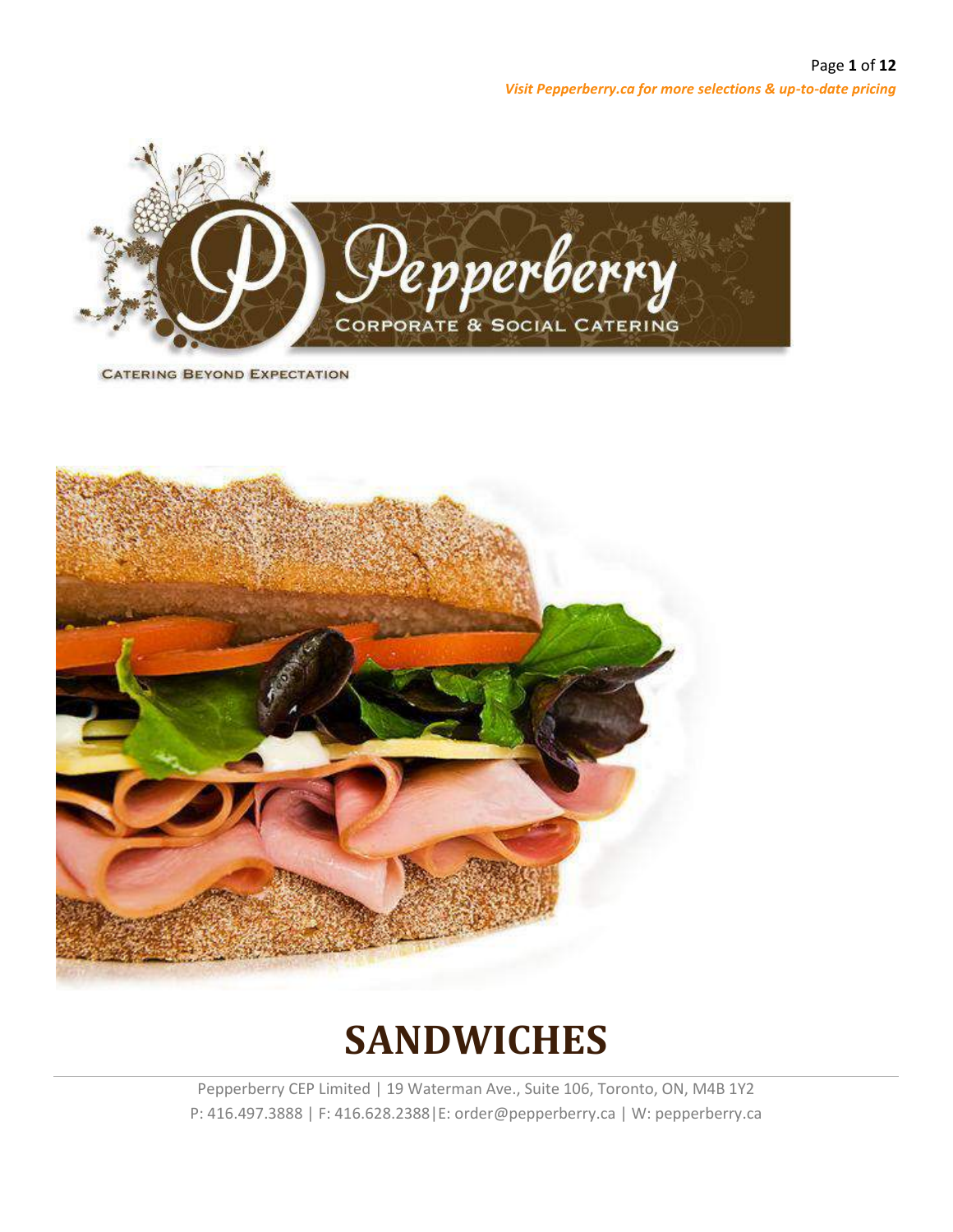*Visit Pepperberry.ca for more selections & up-to-date pricing*

Pepperberry

CORPORATE & SOCIAL CATERING

CATERING BEYOND EXPECTATION

# SANDWICHES

Pepperberry CEP Limited | 19 Waterman Ave., Suite 106, Toronto, ON, M4B 1Y2
P: 416.497.3888 | F: 416.628.2388|E: order@pepperberry.ca | W: pepperberry.ca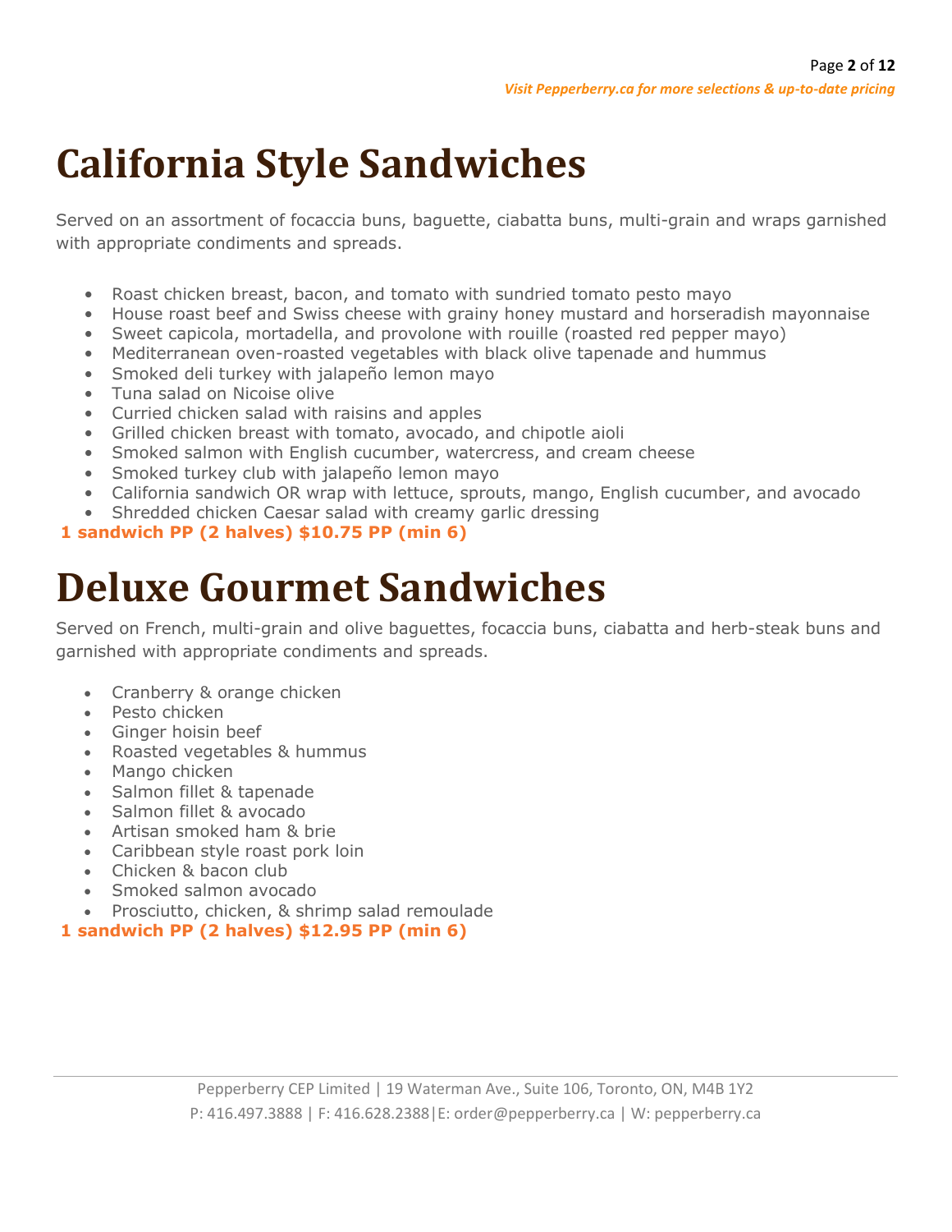# California Style Sandwiches

Served on an assortment of focaccia buns, baguette, ciabatta buns, multi-grain and wraps garnished with appropriate condiments and spreads.

- Roast chicken breast, bacon, and tomato with sundried tomato pesto mayo
- House roast beef and Swiss cheese with grainy honey mustard and horseradish mayonnaise
- Sweet capicola, mortadella, and provolone with rouille (roasted red pepper mayo)
- Mediterranean oven-roasted vegetables with black olive tapenade and hummus
- Smoked deli turkey with jalapeño lemon mayo
- Tuna salad on Nicoise olive
- Curried chicken salad with raisins and apples
- Grilled chicken breast with tomato, avocado, and chipotle aioli
- Smoked salmon with English cucumber, watercress, and cream cheese
- Smoked turkey club with jalapeño lemon mayo
- California sandwich OR wrap with lettuce, sprouts, mango, English cucumber, and avocado
- Shredded chicken Caesar salad with creamy garlic dressing

**1 sandwich PP (2 halves) $10.75 PP (min 6)**

# Deluxe Gourmet Sandwiches

Served on French, multi-grain and olive baguettes, focaccia buns, ciabatta and herb-steak buns and garnished with appropriate condiments and spreads.

- Cranberry & orange chicken
- Pesto chicken
- Ginger hoisin beef
- Roasted vegetables & hummus
- Mango chicken
- Salmon fillet & tapenade
- Salmon fillet & avocado
- Artisan smoked ham & brie
- Caribbean style roast pork loin
- Chicken & bacon club
- Smoked salmon avocado
- Prosciutto, chicken, & shrimp salad remoulade

**1 sandwich PP (2 halves) $12.95 PP (min 6)**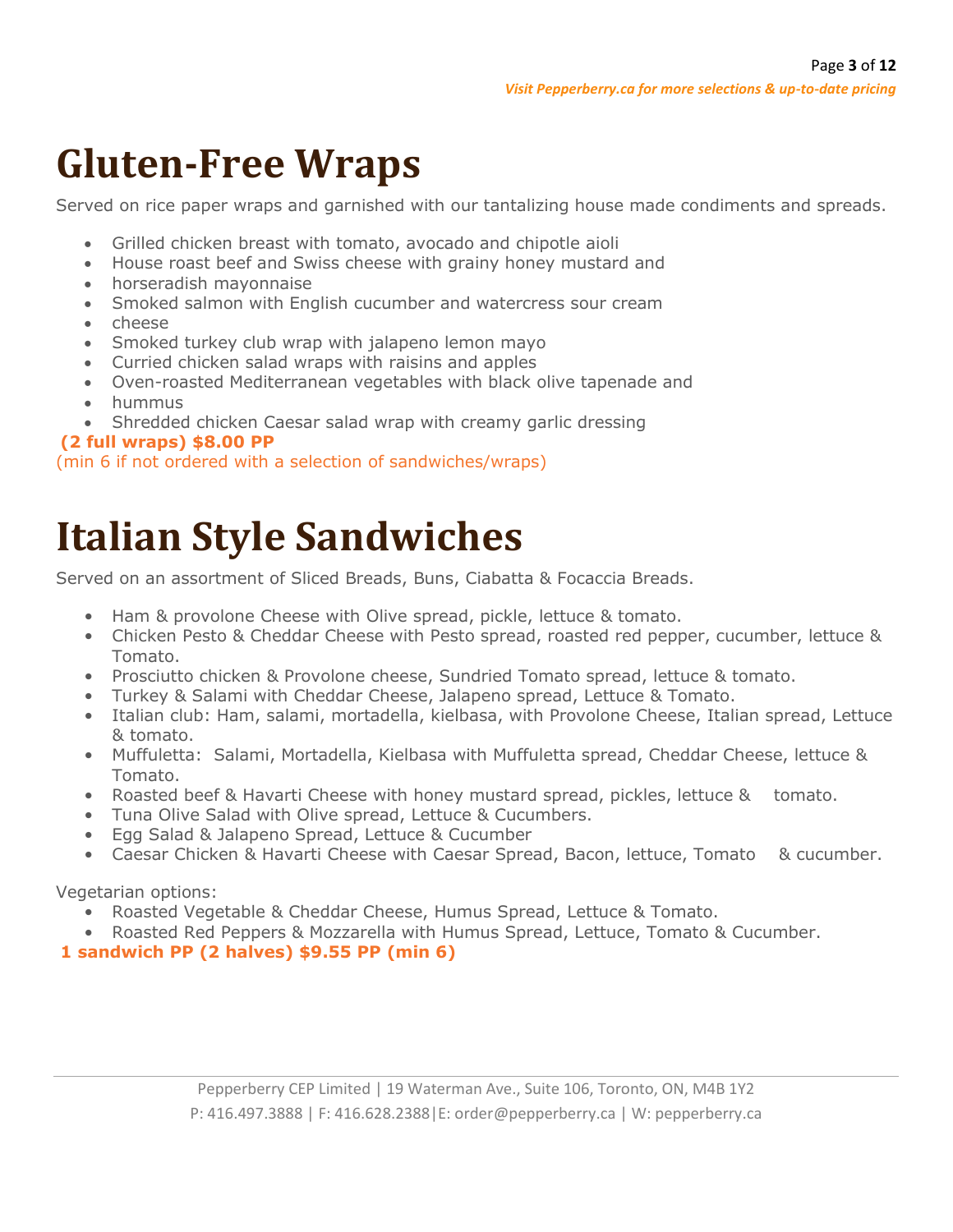# Gluten-Free Wraps

Served on rice paper wraps and garnished with our tantalizing house made condiments and spreads.

- Grilled chicken breast with tomato, avocado and chipotle aioli
- House roast beef and Swiss cheese with grainy honey mustard and
- horseradish mayonnaise
- Smoked salmon with English cucumber and watercress sour cream
- cheese
- Smoked turkey club wrap with jalapeno lemon mayo
- Curried chicken salad wraps with raisins and apples
- Oven-roasted Mediterranean vegetables with black olive tapenade and
- hummus
- Shredded chicken Caesar salad wrap with creamy garlic dressing

**(2 full wraps) $8.00 PP**

(min 6 if not ordered with a selection of sandwiches/wraps)

# Italian Style Sandwiches

Served on an assortment of Sliced Breads, Buns, Ciabatta & Focaccia Breads.

- Ham & provolone Cheese with Olive spread, pickle, lettuce & tomato.
- Chicken Pesto & Cheddar Cheese with Pesto spread, roasted red pepper, cucumber, lettuce & Tomato.
- Prosciutto chicken & Provolone cheese, Sundried Tomato spread, lettuce & tomato.
- Turkey & Salami with Cheddar Cheese, Jalapeno spread, Lettuce & Tomato.
- Italian club: Ham, salami, mortadella, kielbasa, with Provolone Cheese, Italian spread, Lettuce & tomato.
- Muffuletta: Salami, Mortadella, Kielbasa with Muffuletta spread, Cheddar Cheese, lettuce & Tomato.
- Roasted beef & Havarti Cheese with honey mustard spread, pickles, lettuce & tomato.
- Tuna Olive Salad with Olive spread, Lettuce & Cucumbers.
- Egg Salad & Jalapeno Spread, Lettuce & Cucumber
- Caesar Chicken & Havarti Cheese with Caesar Spread, Bacon, lettuce, Tomato & cucumber.

Vegetarian options:

- Roasted Vegetable & Cheddar Cheese, Humus Spread, Lettuce & Tomato.
- Roasted Red Peppers & Mozzarella with Humus Spread, Lettuce, Tomato & Cucumber.

**1 sandwich PP (2 halves) $9.55 PP (min 6)**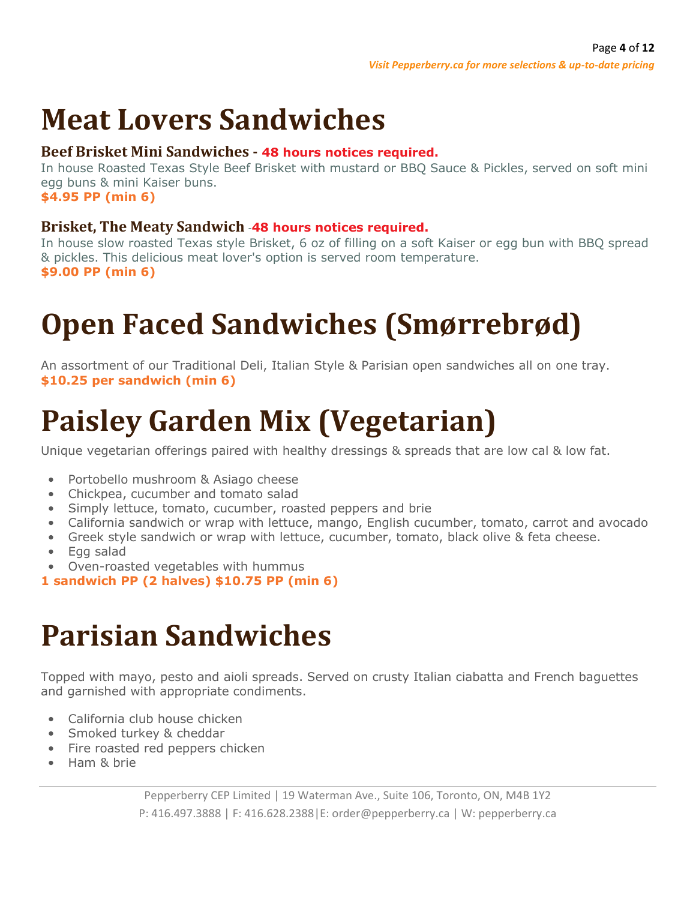# Meat Lovers Sandwiches

### Beef Brisket Mini Sandwiches - **48 hours notices required.**

In house Roasted Texas Style Beef Brisket with mustard or BBQ Sauce & Pickles, served on soft mini egg buns & mini Kaiser buns.

**$4.95 PP (min 6)**

### Brisket, The Meaty Sandwich -**48 hours notices required.**

In house slow roasted Texas style Brisket, 6 oz of filling on a soft Kaiser or egg bun with BBQ spread & pickles. This delicious meat lover's option is served room temperature.

**$9.00 PP (min 6)**

# Open Faced Sandwiches (Smørrebrød)

An assortment of our Traditional Deli, Italian Style & Parisian open sandwiches all on one tray.

**$10.25 per sandwich (min 6)**

# Paisley Garden Mix (Vegetarian)

Unique vegetarian offerings paired with healthy dressings & spreads that are low cal & low fat.

- Portobello mushroom & Asiago cheese
- Chickpea, cucumber and tomato salad
- Simply lettuce, tomato, cucumber, roasted peppers and brie
- California sandwich or wrap with lettuce, mango, English cucumber, tomato, carrot and avocado
- Greek style sandwich or wrap with lettuce, cucumber, tomato, black olive & feta cheese.
- Egg salad
- Oven-roasted vegetables with hummus

**1 sandwich PP (2 halves) $10.75 PP (min 6)**

# Parisian Sandwiches

Topped with mayo, pesto and aioli spreads. Served on crusty Italian ciabatta and French baguettes and garnished with appropriate condiments.

- California club house chicken
- Smoked turkey & cheddar
- Fire roasted red peppers chicken
- Ham & brie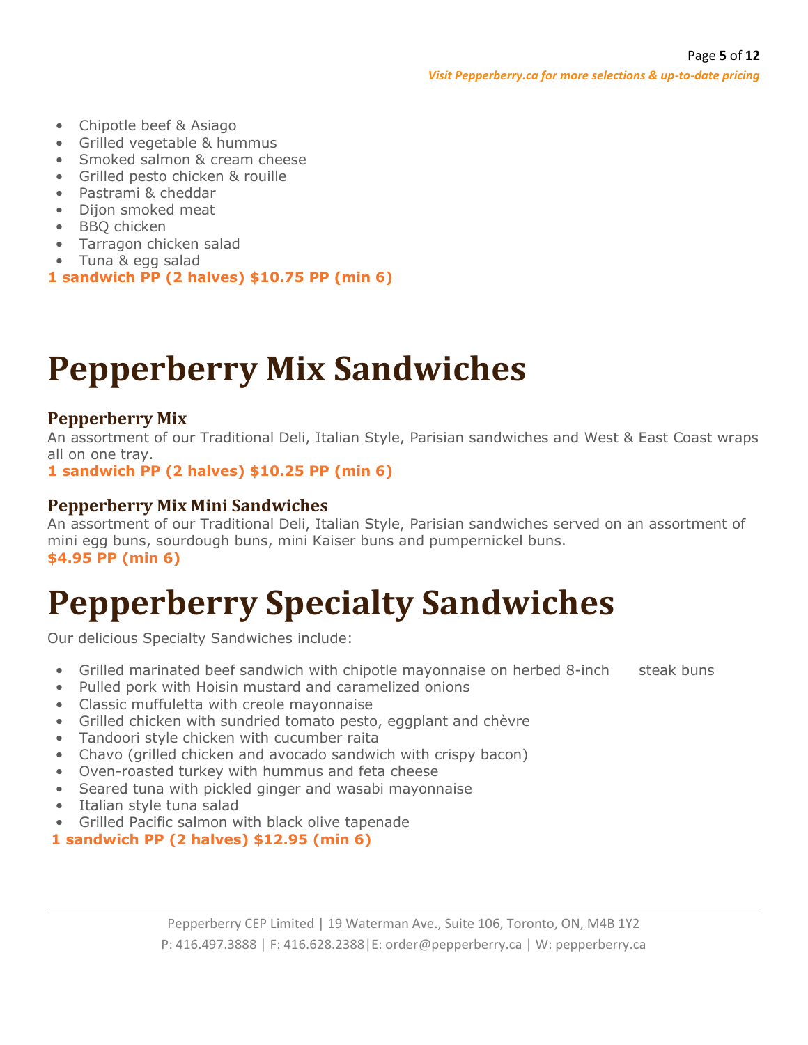- Chipotle beef & Asiago
- Grilled vegetable & hummus
- Smoked salmon & cream cheese
- Grilled pesto chicken & rouille
- Pastrami & cheddar
- Dijon smoked meat
- BBQ chicken
- Tarragon chicken salad
- Tuna & egg salad

**1 sandwich PP (2 halves) $10.75 PP (min 6)**

# Pepperberry Mix Sandwiches

### Pepperberry Mix

An assortment of our Traditional Deli, Italian Style, Parisian sandwiches and West & East Coast wraps all on one tray.

**1 sandwich PP (2 halves) $10.25 PP (min 6)**

### Pepperberry Mix Mini Sandwiches

An assortment of our Traditional Deli, Italian Style, Parisian sandwiches served on an assortment of mini egg buns, sourdough buns, mini Kaiser buns and pumpernickel buns.

**$4.95 PP (min 6)**

# Pepperberry Specialty Sandwiches

Our delicious Specialty Sandwiches include:

- Grilled marinated beef sandwich with chipotle mayonnaise on herbed 8-inch steak buns
- Pulled pork with Hoisin mustard and caramelized onions
- Classic muffuletta with creole mayonnaise
- Grilled chicken with sundried tomato pesto, eggplant and chèvre
- Tandoori style chicken with cucumber raita
- Chavo (grilled chicken and avocado sandwich with crispy bacon)
- Oven-roasted turkey with hummus and feta cheese
- Seared tuna with pickled ginger and wasabi mayonnaise
- Italian style tuna salad
- Grilled Pacific salmon with black olive tapenade

**1 sandwich PP (2 halves) $12.95 (min 6)**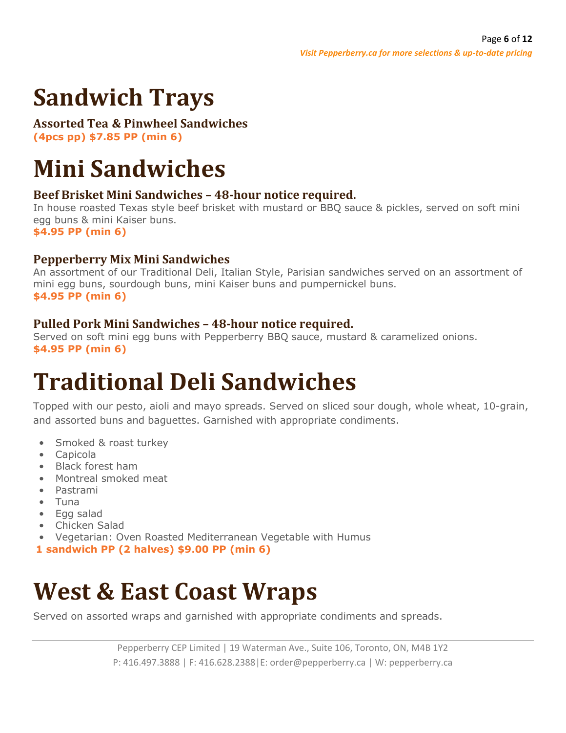# Sandwich Trays

### Assorted Tea & Pinwheel Sandwiches

**(4pcs pp) $7.85 PP (min 6)**

# Mini Sandwiches

### Beef Brisket Mini Sandwiches – 48-hour notice required.

In house roasted Texas style beef brisket with mustard or BBQ sauce & pickles, served on soft mini egg buns & mini Kaiser buns.

**$4.95 PP (min 6)**

### Pepperberry Mix Mini Sandwiches

An assortment of our Traditional Deli, Italian Style, Parisian sandwiches served on an assortment of mini egg buns, sourdough buns, mini Kaiser buns and pumpernickel buns.

**$4.95 PP (min 6)**

### Pulled Pork Mini Sandwiches – 48-hour notice required.

Served on soft mini egg buns with Pepperberry BBQ sauce, mustard & caramelized onions.

**$4.95 PP (min 6)**

# Traditional Deli Sandwiches

Topped with our pesto, aioli and mayo spreads. Served on sliced sour dough, whole wheat, 10-grain, and assorted buns and baguettes. Garnished with appropriate condiments.

- Smoked & roast turkey
- Capicola
- Black forest ham
- Montreal smoked meat
- Pastrami
- Tuna
- Egg salad
- Chicken Salad
- Vegetarian: Oven Roasted Mediterranean Vegetable with Humus

**1 sandwich PP (2 halves) $9.00 PP (min 6)**

# West & East Coast Wraps

Served on assorted wraps and garnished with appropriate condiments and spreads.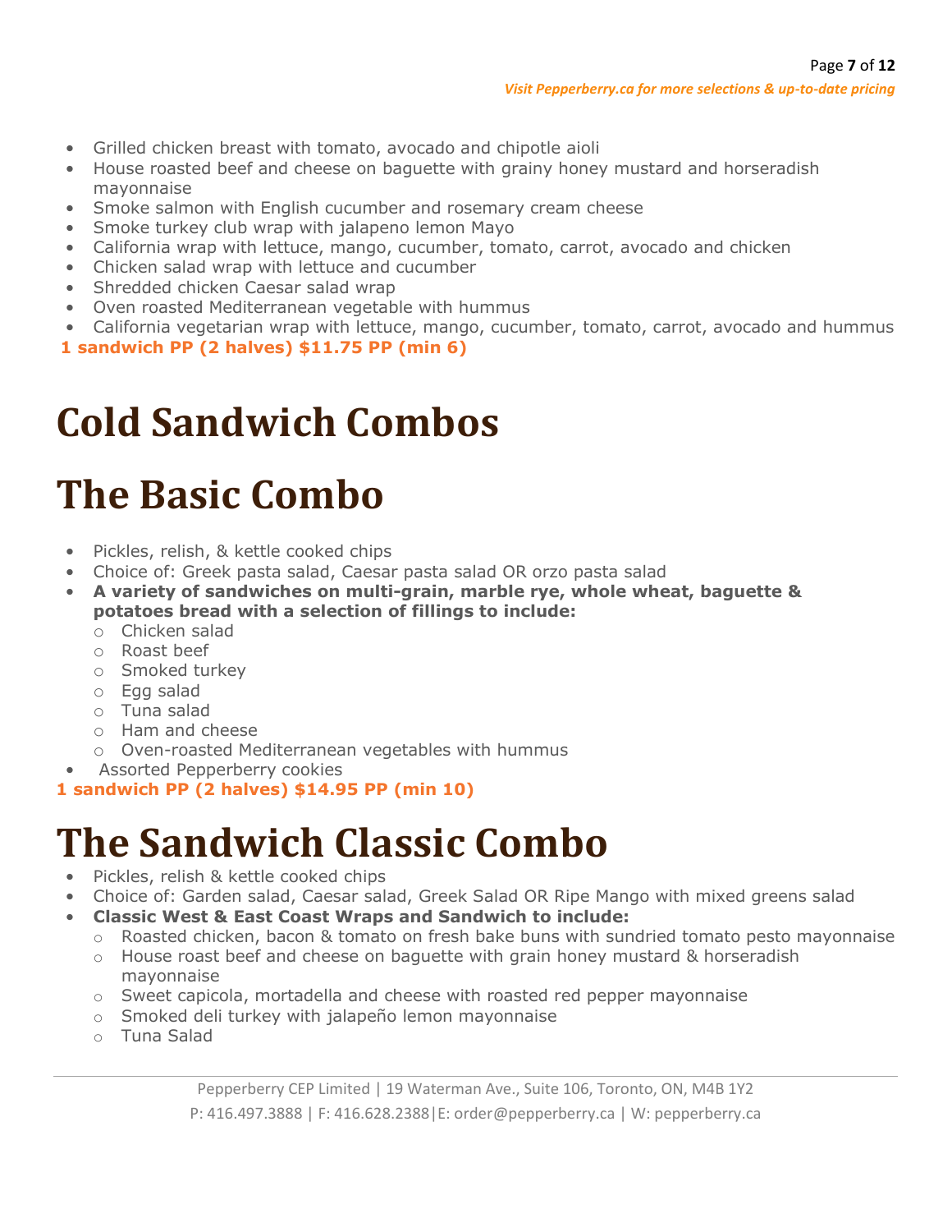- Grilled chicken breast with tomato, avocado and chipotle aioli
- House roasted beef and cheese on baguette with grainy honey mustard and horseradish mayonnaise
- Smoke salmon with English cucumber and rosemary cream cheese
- Smoke turkey club wrap with jalapeno lemon Mayo
- California wrap with lettuce, mango, cucumber, tomato, carrot, avocado and chicken
- Chicken salad wrap with lettuce and cucumber
- Shredded chicken Caesar salad wrap
- Oven roasted Mediterranean vegetable with hummus
- California vegetarian wrap with lettuce, mango, cucumber, tomato, carrot, avocado and hummus

**1 sandwich PP (2 halves) $11.75 PP (min 6)**

# Cold Sandwich Combos

# The Basic Combo

- Pickles, relish, & kettle cooked chips
- Choice of: Greek pasta salad, Caesar pasta salad OR orzo pasta salad
- **A variety of sandwiches on multi-grain, marble rye, whole wheat, baguette & potatoes bread with a selection of fillings to include:**
  - Chicken salad
  - Roast beef
  - Smoked turkey
  - Egg salad
  - Tuna salad
  - Ham and cheese
  - Oven-roasted Mediterranean vegetables with hummus
- Assorted Pepperberry cookies

**1 sandwich PP (2 halves) $14.95 PP (min 10)**

# The Sandwich Classic Combo

- Pickles, relish & kettle cooked chips
- Choice of: Garden salad, Caesar salad, Greek Salad OR Ripe Mango with mixed greens salad
- **Classic West & East Coast Wraps and Sandwich to include:**
  - Roasted chicken, bacon & tomato on fresh bake buns with sundried tomato pesto mayonnaise
  - House roast beef and cheese on baguette with grain honey mustard & horseradish mayonnaise
  - Sweet capicola, mortadella and cheese with roasted red pepper mayonnaise
  - Smoked deli turkey with jalapeño lemon mayonnaise
  - Tuna Salad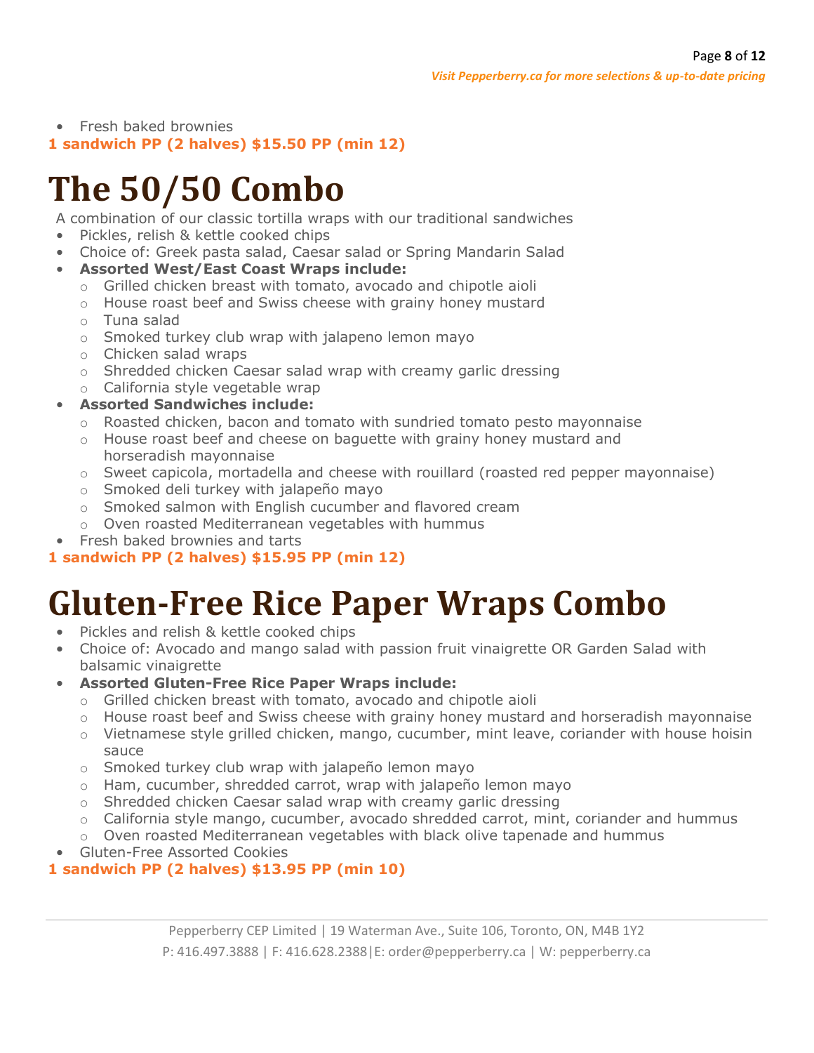- Fresh baked brownies

**1 sandwich PP (2 halves) $15.50 PP (min 12)**

# The 50/50 Combo

A combination of our classic tortilla wraps with our traditional sandwiches

- Pickles, relish & kettle cooked chips
- Choice of: Greek pasta salad, Caesar salad or Spring Mandarin Salad
- **Assorted West/East Coast Wraps include:**
  - Grilled chicken breast with tomato, avocado and chipotle aioli
  - House roast beef and Swiss cheese with grainy honey mustard
  - Tuna salad
  - Smoked turkey club wrap with jalapeno lemon mayo
  - Chicken salad wraps
  - Shredded chicken Caesar salad wrap with creamy garlic dressing
  - California style vegetable wrap
- **Assorted Sandwiches include:**
  - Roasted chicken, bacon and tomato with sundried tomato pesto mayonnaise
  - House roast beef and cheese on baguette with grainy honey mustard and horseradish mayonnaise
  - Sweet capicola, mortadella and cheese with rouillard (roasted red pepper mayonnaise)
  - Smoked deli turkey with jalapeño mayo
  - Smoked salmon with English cucumber and flavored cream
  - Oven roasted Mediterranean vegetables with hummus
- Fresh baked brownies and tarts

**1 sandwich PP (2 halves) $15.95 PP (min 12)**

# Gluten-Free Rice Paper Wraps Combo

- Pickles and relish & kettle cooked chips
- Choice of: Avocado and mango salad with passion fruit vinaigrette OR Garden Salad with balsamic vinaigrette
- **Assorted Gluten-Free Rice Paper Wraps include:**
  - Grilled chicken breast with tomato, avocado and chipotle aioli
  - House roast beef and Swiss cheese with grainy honey mustard and horseradish mayonnaise
  - Vietnamese style grilled chicken, mango, cucumber, mint leave, coriander with house hoisin sauce
  - Smoked turkey club wrap with jalapeño lemon mayo
  - Ham, cucumber, shredded carrot, wrap with jalapeño lemon mayo
  - Shredded chicken Caesar salad wrap with creamy garlic dressing
  - California style mango, cucumber, avocado shredded carrot, mint, coriander and hummus
  - Oven roasted Mediterranean vegetables with black olive tapenade and hummus
- Gluten-Free Assorted Cookies

**1 sandwich PP (2 halves) $13.95 PP (min 10)**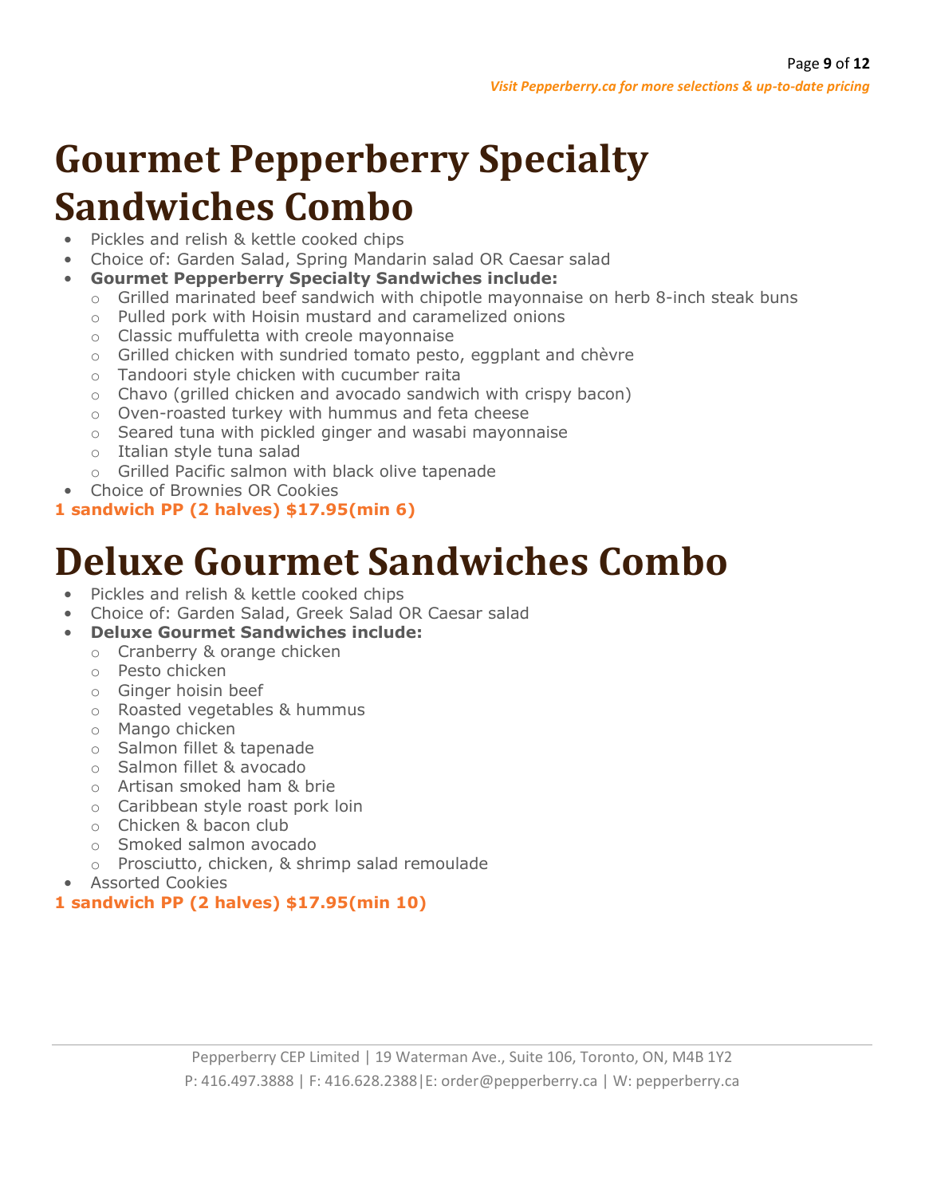# Gourmet Pepperberry Specialty Sandwiches Combo

- Pickles and relish & kettle cooked chips
- Choice of: Garden Salad, Spring Mandarin salad OR Caesar salad
- **Gourmet Pepperberry Specialty Sandwiches include:**
  - Grilled marinated beef sandwich with chipotle mayonnaise on herb 8-inch steak buns
  - Pulled pork with Hoisin mustard and caramelized onions
  - Classic muffuletta with creole mayonnaise
  - Grilled chicken with sundried tomato pesto, eggplant and chèvre
  - Tandoori style chicken with cucumber raita
  - Chavo (grilled chicken and avocado sandwich with crispy bacon)
  - Oven-roasted turkey with hummus and feta cheese
  - Seared tuna with pickled ginger and wasabi mayonnaise
  - Italian style tuna salad
  - Grilled Pacific salmon with black olive tapenade
- Choice of Brownies OR Cookies

**1 sandwich PP (2 halves) $17.95(min 6)**

# Deluxe Gourmet Sandwiches Combo

- Pickles and relish & kettle cooked chips
- Choice of: Garden Salad, Greek Salad OR Caesar salad
- **Deluxe Gourmet Sandwiches include:**
  - Cranberry & orange chicken
  - Pesto chicken
  - Ginger hoisin beef
  - Roasted vegetables & hummus
  - Mango chicken
  - Salmon fillet & tapenade
  - Salmon fillet & avocado
  - Artisan smoked ham & brie
  - Caribbean style roast pork loin
  - Chicken & bacon club
  - Smoked salmon avocado
  - Prosciutto, chicken, & shrimp salad remoulade
- Assorted Cookies

**1 sandwich PP (2 halves) $17.95(min 10)**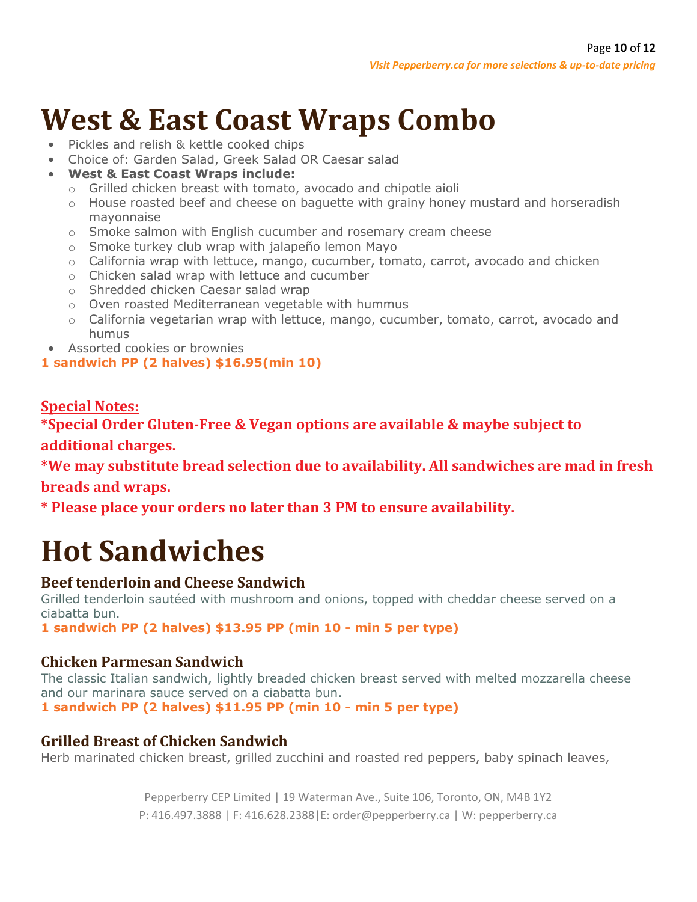# West & East Coast Wraps Combo

- Pickles and relish & kettle cooked chips
- Choice of: Garden Salad, Greek Salad OR Caesar salad
- **West & East Coast Wraps include:**
  - Grilled chicken breast with tomato, avocado and chipotle aioli
  - House roasted beef and cheese on baguette with grainy honey mustard and horseradish mayonnaise
  - Smoke salmon with English cucumber and rosemary cream cheese
  - Smoke turkey club wrap with jalapeño lemon Mayo
  - California wrap with lettuce, mango, cucumber, tomato, carrot, avocado and chicken
  - Chicken salad wrap with lettuce and cucumber
  - Shredded chicken Caesar salad wrap
  - Oven roasted Mediterranean vegetable with hummus
  - California vegetarian wrap with lettuce, mango, cucumber, tomato, carrot, avocado and humus
- Assorted cookies or brownies

**1 sandwich PP (2 halves) $16.95(min 10)**

**Special Notes:**

**\*Special Order Gluten-Free & Vegan options are available & maybe subject to additional charges.**

**\*We may substitute bread selection due to availability. All sandwiches are mad in fresh breads and wraps.**

**\* Please place your orders no later than 3 PM to ensure availability.**

# Hot Sandwiches

### Beef tenderloin and Cheese Sandwich

Grilled tenderloin sautéed with mushroom and onions, topped with cheddar cheese served on a ciabatta bun.

**1 sandwich PP (2 halves) $13.95 PP (min 10 - min 5 per type)**

### Chicken Parmesan Sandwich

The classic Italian sandwich, lightly breaded chicken breast served with melted mozzarella cheese and our marinara sauce served on a ciabatta bun.

**1 sandwich PP (2 halves) $11.95 PP (min 10 - min 5 per type)**

### Grilled Breast of Chicken Sandwich

Herb marinated chicken breast, grilled zucchini and roasted red peppers, baby spinach leaves,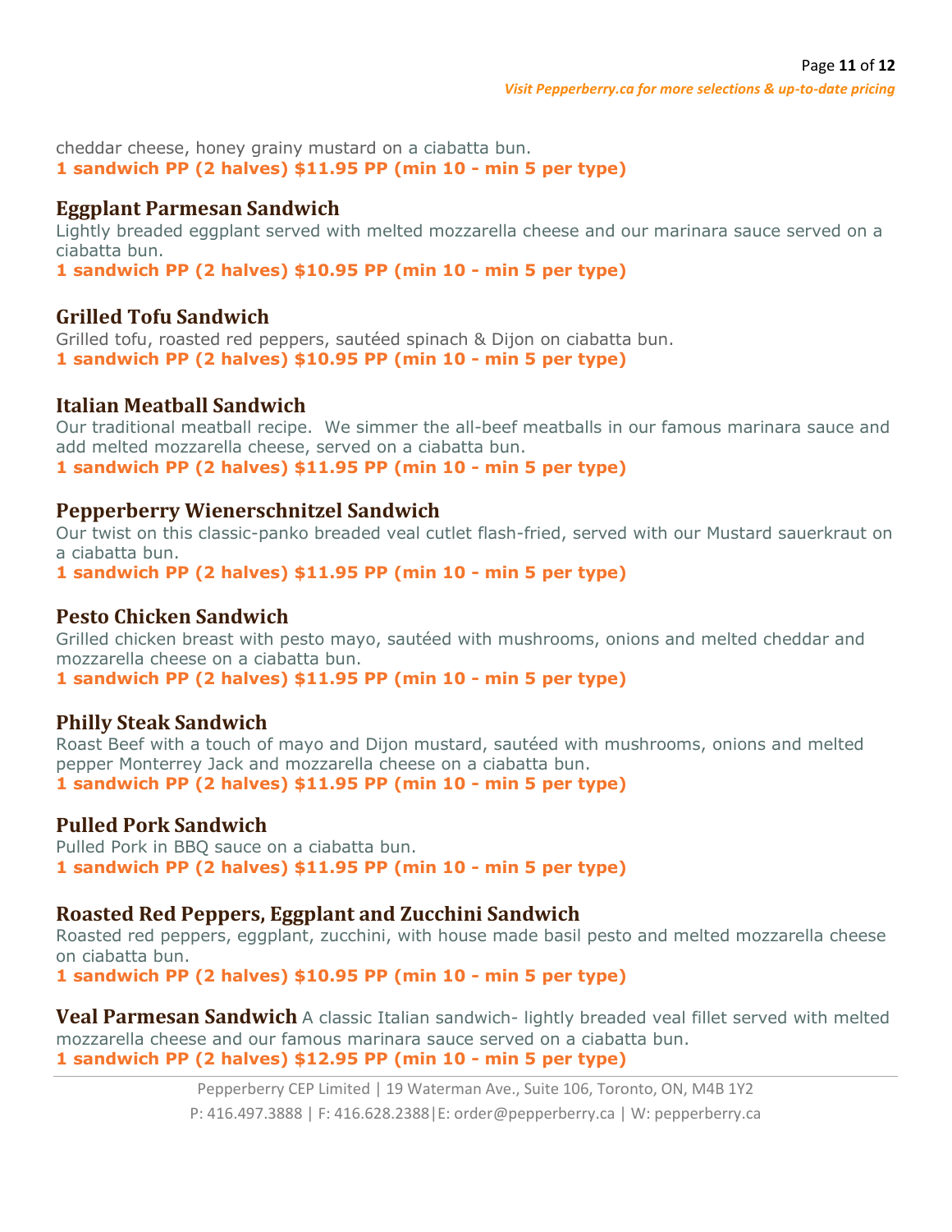cheddar cheese, honey grainy mustard on a ciabatta bun.
**1 sandwich PP (2 halves) $11.95 PP (min 10 - min 5 per type)**

### Eggplant Parmesan Sandwich

Lightly breaded eggplant served with melted mozzarella cheese and our marinara sauce served on a ciabatta bun.
**1 sandwich PP (2 halves) $10.95 PP (min 10 - min 5 per type)**

### Grilled Tofu Sandwich

Grilled tofu, roasted red peppers, sautéed spinach & Dijon on ciabatta bun.
**1 sandwich PP (2 halves) $10.95 PP (min 10 - min 5 per type)**

### Italian Meatball Sandwich

Our traditional meatball recipe. We simmer the all-beef meatballs in our famous marinara sauce and add melted mozzarella cheese, served on a ciabatta bun.
**1 sandwich PP (2 halves) $11.95 PP (min 10 - min 5 per type)**

### Pepperberry Wienerschnitzel Sandwich

Our twist on this classic-panko breaded veal cutlet flash-fried, served with our Mustard sauerkraut on a ciabatta bun.
**1 sandwich PP (2 halves) $11.95 PP (min 10 - min 5 per type)**

### Pesto Chicken Sandwich

Grilled chicken breast with pesto mayo, sautéed with mushrooms, onions and melted cheddar and mozzarella cheese on a ciabatta bun.
**1 sandwich PP (2 halves) $11.95 PP (min 10 - min 5 per type)**

### Philly Steak Sandwich

Roast Beef with a touch of mayo and Dijon mustard, sautéed with mushrooms, onions and melted pepper Monterrey Jack and mozzarella cheese on a ciabatta bun.
**1 sandwich PP (2 halves) $11.95 PP (min 10 - min 5 per type)**

### Pulled Pork Sandwich

Pulled Pork in BBQ sauce on a ciabatta bun.
**1 sandwich PP (2 halves) $11.95 PP (min 10 - min 5 per type)**

### Roasted Red Peppers, Eggplant and Zucchini Sandwich

Roasted red peppers, eggplant, zucchini, with house made basil pesto and melted mozzarella cheese on ciabatta bun.
**1 sandwich PP (2 halves) $10.95 PP (min 10 - min 5 per type)**

### Veal Parmesan Sandwich

A classic Italian sandwich- lightly breaded veal fillet served with melted mozzarella cheese and our famous marinara sauce served on a ciabatta bun.
**1 sandwich PP (2 halves) $12.95 PP (min 10 - min 5 per type)**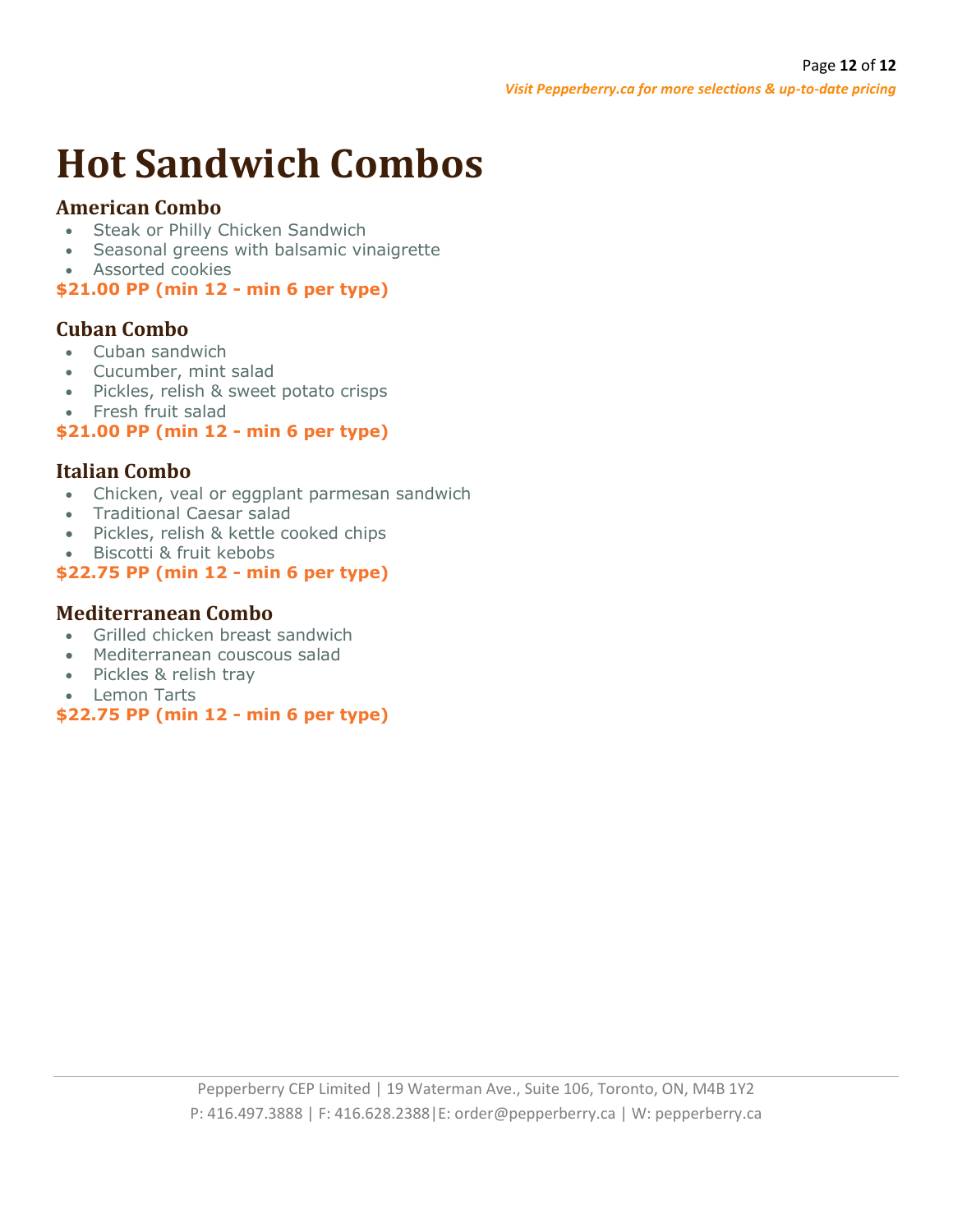# Hot Sandwich Combos

## American Combo

- Steak or Philly Chicken Sandwich
- Seasonal greens with balsamic vinaigrette
- Assorted cookies

**$21.00 PP (min 12 - min 6 per type)**

## Cuban Combo

- Cuban sandwich
- Cucumber, mint salad
- Pickles, relish & sweet potato crisps
- Fresh fruit salad

**$21.00 PP (min 12 - min 6 per type)**

## Italian Combo

- Chicken, veal or eggplant parmesan sandwich
- Traditional Caesar salad
- Pickles, relish & kettle cooked chips
- Biscotti & fruit kebobs

**$22.75 PP (min 12 - min 6 per type)**

## Mediterranean Combo

- Grilled chicken breast sandwich
- Mediterranean couscous salad
- Pickles & relish tray
- Lemon Tarts

**$22.75 PP (min 12 - min 6 per type)**